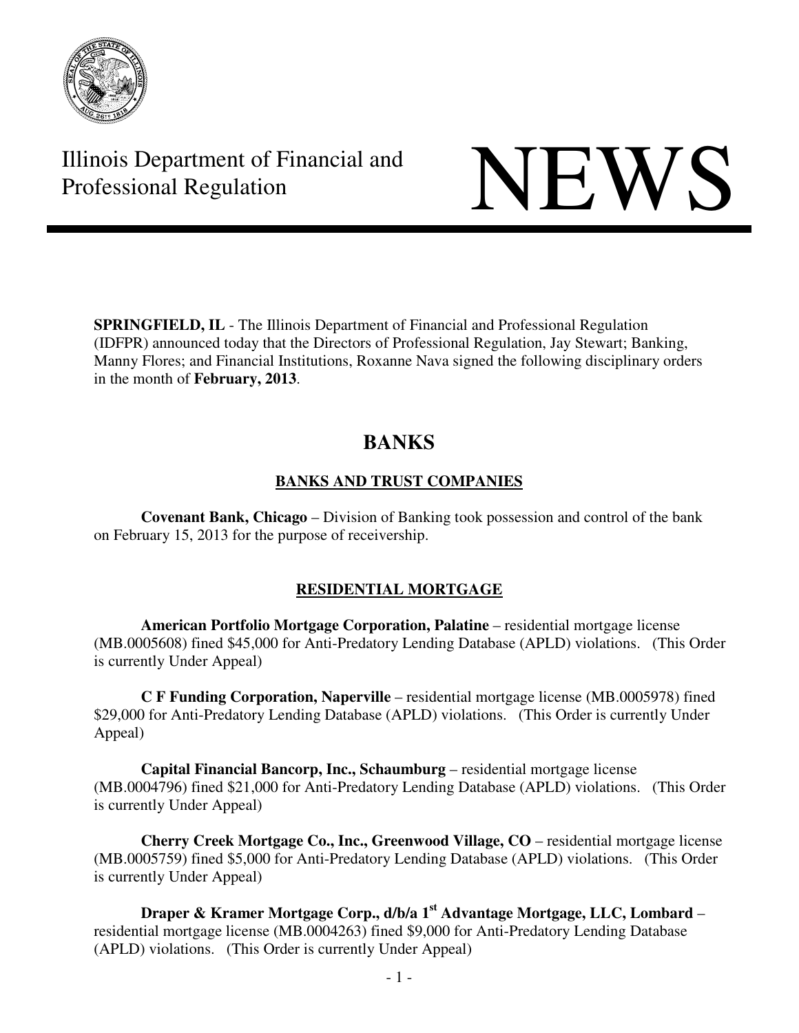Illinois Department of Financial and Professional Regulation

# NEWS

**SPRINGFIELD, IL** - The Illinois Department of Financial and Professional Regulation (IDFPR) announced today that the Directors of Professional Regulation, Jay Stewart; Banking, Manny Flores; and Financial Institutions, Roxanne Nava signed the following disciplinary orders in the month of **February, 2013**.

## BANKS

### BANKS AND TRUST COMPANIES

**Covenant Bank, Chicago** – Division of Banking took possession and control of the bank on February 15, 2013 for the purpose of receivership.

### RESIDENTIAL MORTGAGE

**American Portfolio Mortgage Corporation, Palatine** – residential mortgage license (MB.0005608) fined $45,000 for Anti-Predatory Lending Database (APLD) violations. (This Order is currently Under Appeal)

**C F Funding Corporation, Naperville** – residential mortgage license (MB.0005978) fined $29,000 for Anti-Predatory Lending Database (APLD) violations. (This Order is currently Under Appeal)

**Capital Financial Bancorp, Inc., Schaumburg** – residential mortgage license (MB.0004796) fined $21,000 for Anti-Predatory Lending Database (APLD) violations. (This Order is currently Under Appeal)

**Cherry Creek Mortgage Co., Inc., Greenwood Village, CO** – residential mortgage license (MB.0005759) fined $5,000 for Anti-Predatory Lending Database (APLD) violations. (This Order is currently Under Appeal)

**Draper & Kramer Mortgage Corp., d/b/a 1st Advantage Mortgage, LLC, Lombard** – residential mortgage license (MB.0004263) fined $9,000 for Anti-Predatory Lending Database (APLD) violations. (This Order is currently Under Appeal)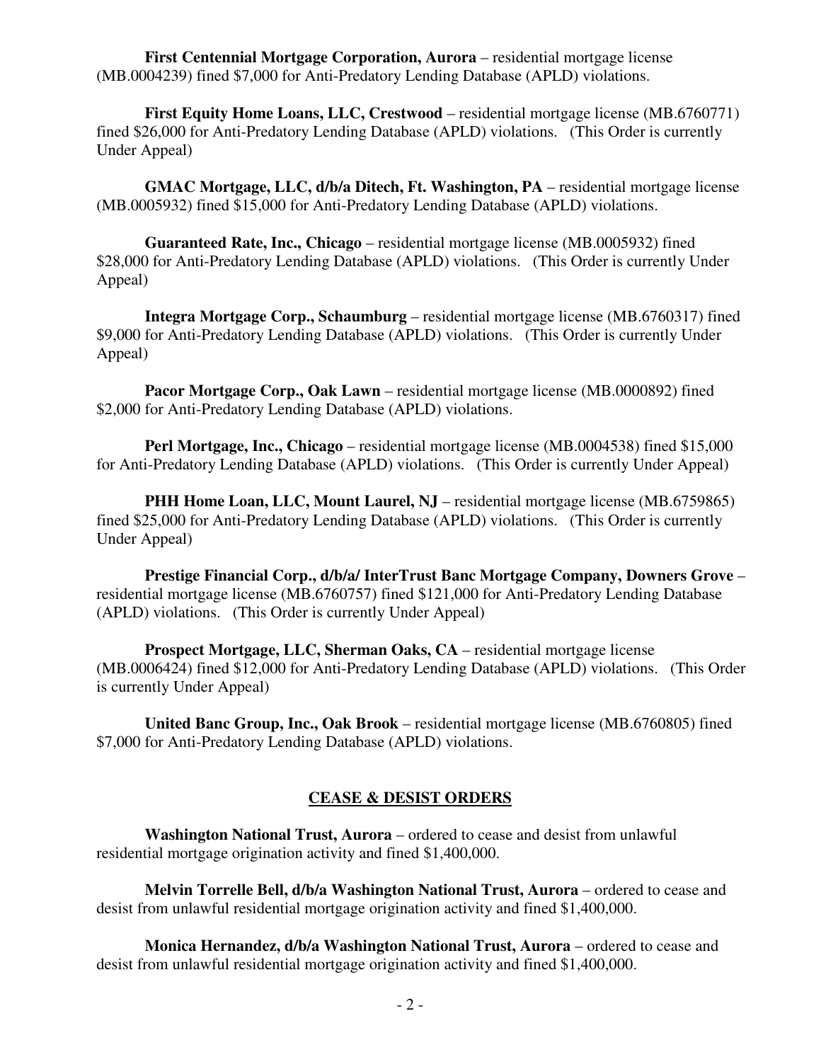**First Centennial Mortgage Corporation, Aurora** – residential mortgage license (MB.0004239) fined $7,000 for Anti-Predatory Lending Database (APLD) violations.

**First Equity Home Loans, LLC, Crestwood** – residential mortgage license (MB.6760771) fined $26,000 for Anti-Predatory Lending Database (APLD) violations. (This Order is currently Under Appeal)

**GMAC Mortgage, LLC, d/b/a Ditech, Ft. Washington, PA** – residential mortgage license (MB.0005932) fined $15,000 for Anti-Predatory Lending Database (APLD) violations.

**Guaranteed Rate, Inc., Chicago** – residential mortgage license (MB.0005932) fined $28,000 for Anti-Predatory Lending Database (APLD) violations. (This Order is currently Under Appeal)

**Integra Mortgage Corp., Schaumburg** – residential mortgage license (MB.6760317) fined $9,000 for Anti-Predatory Lending Database (APLD) violations. (This Order is currently Under Appeal)

**Pacor Mortgage Corp., Oak Lawn** – residential mortgage license (MB.0000892) fined $2,000 for Anti-Predatory Lending Database (APLD) violations.

**Perl Mortgage, Inc., Chicago** – residential mortgage license (MB.0004538) fined $15,000 for Anti-Predatory Lending Database (APLD) violations. (This Order is currently Under Appeal)

**PHH Home Loan, LLC, Mount Laurel, NJ** – residential mortgage license (MB.6759865) fined $25,000 for Anti-Predatory Lending Database (APLD) violations. (This Order is currently Under Appeal)

**Prestige Financial Corp., d/b/a/ InterTrust Banc Mortgage Company, Downers Grove** – residential mortgage license (MB.6760757) fined $121,000 for Anti-Predatory Lending Database (APLD) violations. (This Order is currently Under Appeal)

**Prospect Mortgage, LLC, Sherman Oaks, CA** – residential mortgage license (MB.0006424) fined $12,000 for Anti-Predatory Lending Database (APLD) violations. (This Order is currently Under Appeal)

**United Banc Group, Inc., Oak Brook** – residential mortgage license (MB.6760805) fined $7,000 for Anti-Predatory Lending Database (APLD) violations.

## CEASE & DESIST ORDERS

**Washington National Trust, Aurora** – ordered to cease and desist from unlawful residential mortgage origination activity and fined $1,400,000.

**Melvin Torrelle Bell, d/b/a Washington National Trust, Aurora** – ordered to cease and desist from unlawful residential mortgage origination activity and fined $1,400,000.

**Monica Hernandez, d/b/a Washington National Trust, Aurora** – ordered to cease and desist from unlawful residential mortgage origination activity and fined $1,400,000.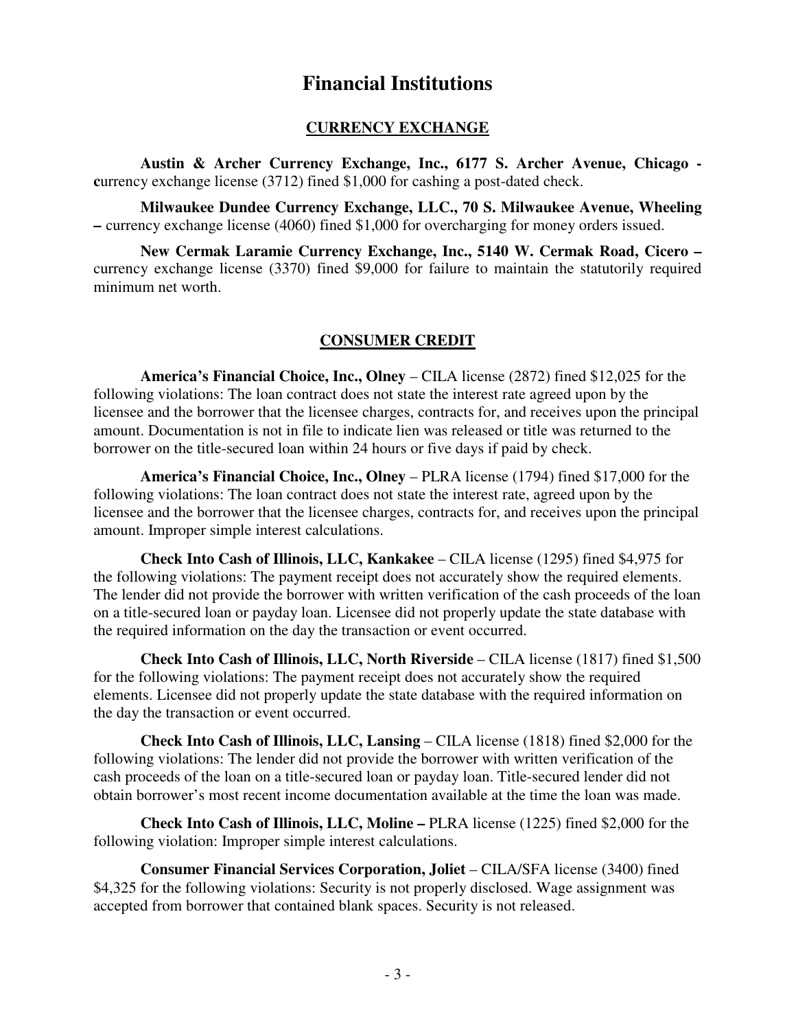# Financial Institutions

## CURRENCY EXCHANGE

**Austin & Archer Currency Exchange, Inc., 6177 S. Archer Avenue, Chicago - c**urrency exchange license (3712) fined $1,000 for cashing a post-dated check.

**Milwaukee Dundee Currency Exchange, LLC., 70 S. Milwaukee Avenue, Wheeling –** currency exchange license (4060) fined $1,000 for overcharging for money orders issued.

**New Cermak Laramie Currency Exchange, Inc., 5140 W. Cermak Road, Cicero –** currency exchange license (3370) fined $9,000 for failure to maintain the statutorily required minimum net worth.

## CONSUMER CREDIT

**America's Financial Choice, Inc., Olney** – CILA license (2872) fined $12,025 for the following violations: The loan contract does not state the interest rate agreed upon by the licensee and the borrower that the licensee charges, contracts for, and receives upon the principal amount. Documentation is not in file to indicate lien was released or title was returned to the borrower on the title-secured loan within 24 hours or five days if paid by check.

**America's Financial Choice, Inc., Olney** – PLRA license (1794) fined $17,000 for the following violations: The loan contract does not state the interest rate, agreed upon by the licensee and the borrower that the licensee charges, contracts for, and receives upon the principal amount. Improper simple interest calculations.

**Check Into Cash of Illinois, LLC, Kankakee** – CILA license (1295) fined $4,975 for the following violations: The payment receipt does not accurately show the required elements. The lender did not provide the borrower with written verification of the cash proceeds of the loan on a title-secured loan or payday loan. Licensee did not properly update the state database with the required information on the day the transaction or event occurred.

**Check Into Cash of Illinois, LLC, North Riverside** – CILA license (1817) fined $1,500 for the following violations: The payment receipt does not accurately show the required elements. Licensee did not properly update the state database with the required information on the day the transaction or event occurred.

**Check Into Cash of Illinois, LLC, Lansing** – CILA license (1818) fined $2,000 for the following violations: The lender did not provide the borrower with written verification of the cash proceeds of the loan on a title-secured loan or payday loan. Title-secured lender did not obtain borrower's most recent income documentation available at the time the loan was made.

**Check Into Cash of Illinois, LLC, Moline –** PLRA license (1225) fined $2,000 for the following violation: Improper simple interest calculations.

**Consumer Financial Services Corporation, Joliet** – CILA/SFA license (3400) fined $4,325 for the following violations: Security is not properly disclosed. Wage assignment was accepted from borrower that contained blank spaces. Security is not released.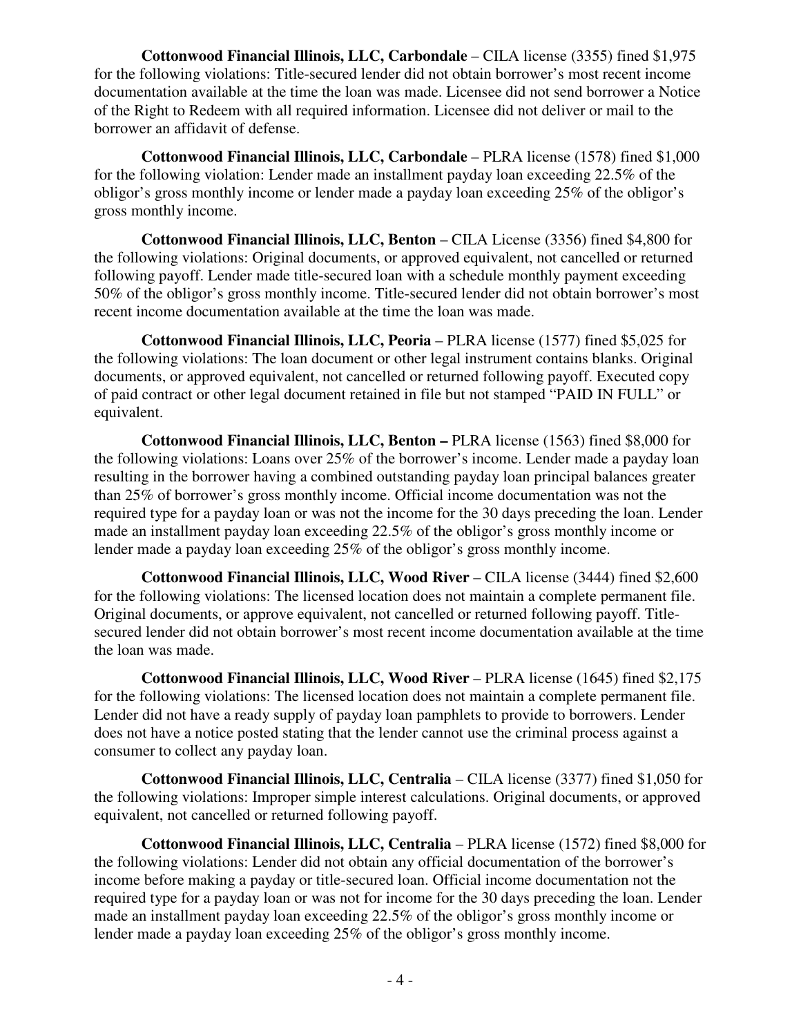**Cottonwood Financial Illinois, LLC, Carbondale** – CILA license (3355) fined $1,975 for the following violations: Title-secured lender did not obtain borrower's most recent income documentation available at the time the loan was made. Licensee did not send borrower a Notice of the Right to Redeem with all required information. Licensee did not deliver or mail to the borrower an affidavit of defense.

**Cottonwood Financial Illinois, LLC, Carbondale** – PLRA license (1578) fined $1,000 for the following violation: Lender made an installment payday loan exceeding 22.5% of the obligor's gross monthly income or lender made a payday loan exceeding 25% of the obligor's gross monthly income.

**Cottonwood Financial Illinois, LLC, Benton** – CILA License (3356) fined $4,800 for the following violations: Original documents, or approved equivalent, not cancelled or returned following payoff. Lender made title-secured loan with a schedule monthly payment exceeding 50% of the obligor's gross monthly income. Title-secured lender did not obtain borrower's most recent income documentation available at the time the loan was made.

**Cottonwood Financial Illinois, LLC, Peoria** – PLRA license (1577) fined $5,025 for the following violations: The loan document or other legal instrument contains blanks. Original documents, or approved equivalent, not cancelled or returned following payoff. Executed copy of paid contract or other legal document retained in file but not stamped "PAID IN FULL" or equivalent.

**Cottonwood Financial Illinois, LLC, Benton –** PLRA license (1563) fined $8,000 for the following violations: Loans over 25% of the borrower's income. Lender made a payday loan resulting in the borrower having a combined outstanding payday loan principal balances greater than 25% of borrower's gross monthly income. Official income documentation was not the required type for a payday loan or was not the income for the 30 days preceding the loan. Lender made an installment payday loan exceeding 22.5% of the obligor's gross monthly income or lender made a payday loan exceeding 25% of the obligor's gross monthly income.

**Cottonwood Financial Illinois, LLC, Wood River** – CILA license (3444) fined $2,600 for the following violations: The licensed location does not maintain a complete permanent file. Original documents, or approve equivalent, not cancelled or returned following payoff. Title-secured lender did not obtain borrower's most recent income documentation available at the time the loan was made.

**Cottonwood Financial Illinois, LLC, Wood River** – PLRA license (1645) fined $2,175 for the following violations: The licensed location does not maintain a complete permanent file. Lender did not have a ready supply of payday loan pamphlets to provide to borrowers. Lender does not have a notice posted stating that the lender cannot use the criminal process against a consumer to collect any payday loan.

**Cottonwood Financial Illinois, LLC, Centralia** – CILA license (3377) fined $1,050 for the following violations: Improper simple interest calculations. Original documents, or approved equivalent, not cancelled or returned following payoff.

**Cottonwood Financial Illinois, LLC, Centralia** – PLRA license (1572) fined $8,000 for the following violations: Lender did not obtain any official documentation of the borrower's income before making a payday or title-secured loan. Official income documentation not the required type for a payday loan or was not for income for the 30 days preceding the loan. Lender made an installment payday loan exceeding 22.5% of the obligor's gross monthly income or lender made a payday loan exceeding 25% of the obligor's gross monthly income.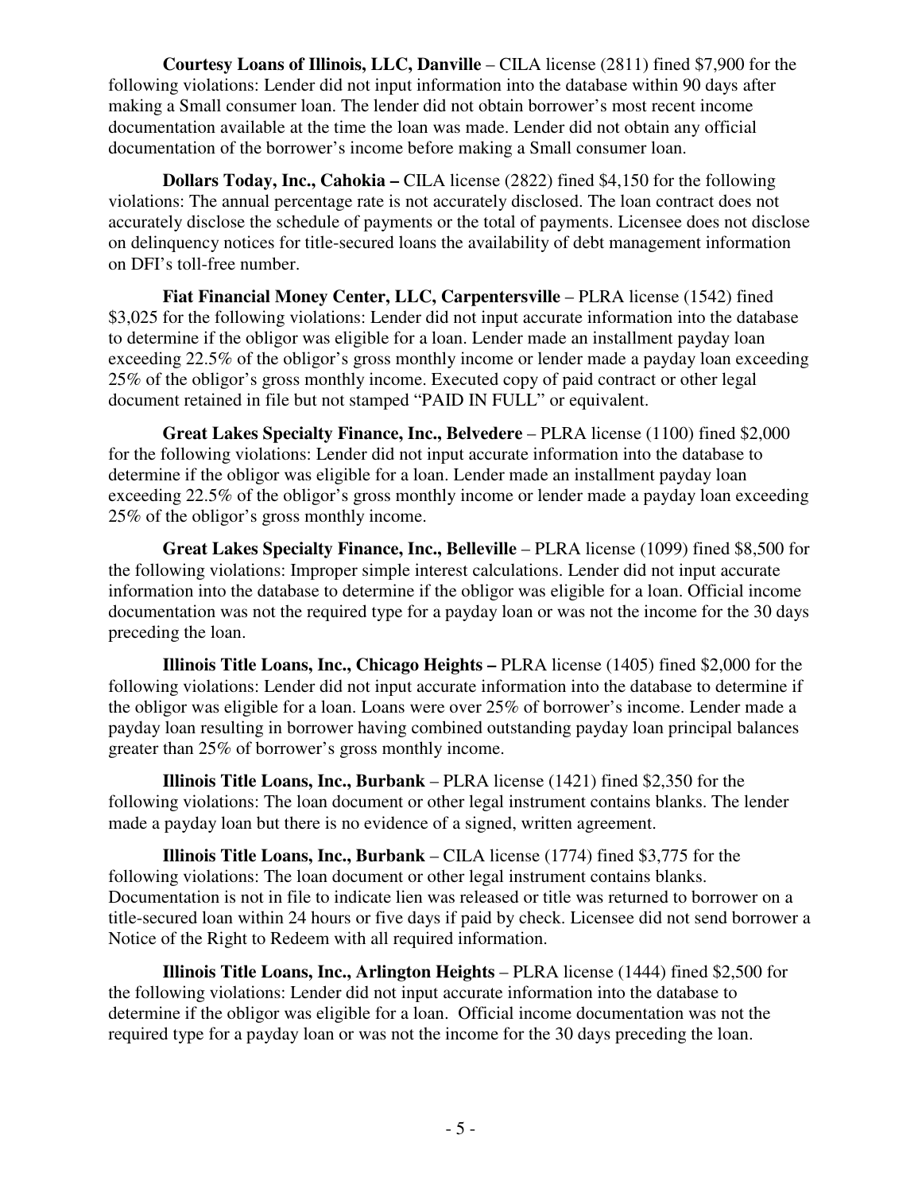**Courtesy Loans of Illinois, LLC, Danville** – CILA license (2811) fined $7,900 for the following violations: Lender did not input information into the database within 90 days after making a Small consumer loan. The lender did not obtain borrower's most recent income documentation available at the time the loan was made. Lender did not obtain any official documentation of the borrower's income before making a Small consumer loan.

**Dollars Today, Inc., Cahokia –** CILA license (2822) fined $4,150 for the following violations: The annual percentage rate is not accurately disclosed. The loan contract does not accurately disclose the schedule of payments or the total of payments. Licensee does not disclose on delinquency notices for title-secured loans the availability of debt management information on DFI's toll-free number.

**Fiat Financial Money Center, LLC, Carpentersville** – PLRA license (1542) fined $3,025 for the following violations: Lender did not input accurate information into the database to determine if the obligor was eligible for a loan. Lender made an installment payday loan exceeding 22.5% of the obligor's gross monthly income or lender made a payday loan exceeding 25% of the obligor's gross monthly income. Executed copy of paid contract or other legal document retained in file but not stamped "PAID IN FULL" or equivalent.

**Great Lakes Specialty Finance, Inc., Belvedere** – PLRA license (1100) fined $2,000 for the following violations: Lender did not input accurate information into the database to determine if the obligor was eligible for a loan. Lender made an installment payday loan exceeding 22.5% of the obligor's gross monthly income or lender made a payday loan exceeding 25% of the obligor's gross monthly income.

**Great Lakes Specialty Finance, Inc., Belleville** – PLRA license (1099) fined $8,500 for the following violations: Improper simple interest calculations. Lender did not input accurate information into the database to determine if the obligor was eligible for a loan. Official income documentation was not the required type for a payday loan or was not the income for the 30 days preceding the loan.

**Illinois Title Loans, Inc., Chicago Heights –** PLRA license (1405) fined $2,000 for the following violations: Lender did not input accurate information into the database to determine if the obligor was eligible for a loan. Loans were over 25% of borrower's income. Lender made a payday loan resulting in borrower having combined outstanding payday loan principal balances greater than 25% of borrower's gross monthly income.

**Illinois Title Loans, Inc., Burbank** – PLRA license (1421) fined $2,350 for the following violations: The loan document or other legal instrument contains blanks. The lender made a payday loan but there is no evidence of a signed, written agreement.

**Illinois Title Loans, Inc., Burbank** – CILA license (1774) fined $3,775 for the following violations: The loan document or other legal instrument contains blanks. Documentation is not in file to indicate lien was released or title was returned to borrower on a title-secured loan within 24 hours or five days if paid by check. Licensee did not send borrower a Notice of the Right to Redeem with all required information.

**Illinois Title Loans, Inc., Arlington Heights** – PLRA license (1444) fined $2,500 for the following violations: Lender did not input accurate information into the database to determine if the obligor was eligible for a loan. Official income documentation was not the required type for a payday loan or was not the income for the 30 days preceding the loan.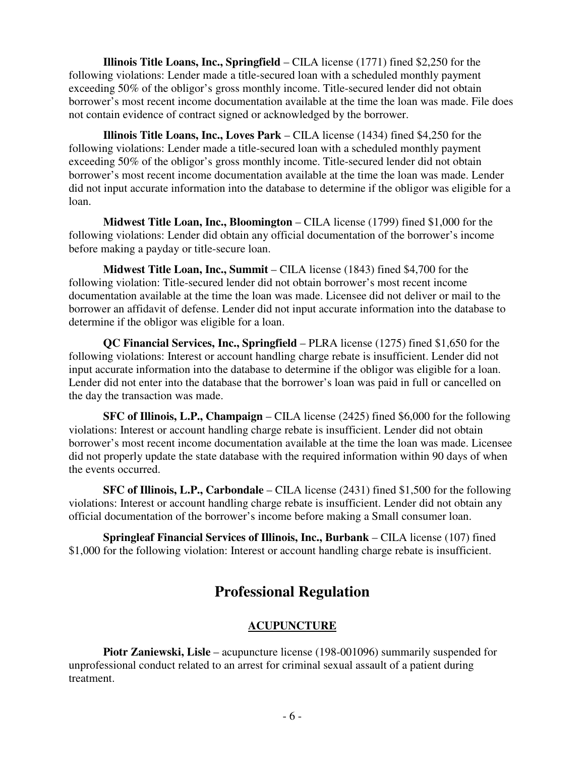**Illinois Title Loans, Inc., Springfield** – CILA license (1771) fined $2,250 for the following violations: Lender made a title-secured loan with a scheduled monthly payment exceeding 50% of the obligor's gross monthly income. Title-secured lender did not obtain borrower's most recent income documentation available at the time the loan was made. File does not contain evidence of contract signed or acknowledged by the borrower.

**Illinois Title Loans, Inc., Loves Park** – CILA license (1434) fined $4,250 for the following violations: Lender made a title-secured loan with a scheduled monthly payment exceeding 50% of the obligor's gross monthly income. Title-secured lender did not obtain borrower's most recent income documentation available at the time the loan was made. Lender did not input accurate information into the database to determine if the obligor was eligible for a loan.

**Midwest Title Loan, Inc., Bloomington** – CILA license (1799) fined $1,000 for the following violations: Lender did obtain any official documentation of the borrower's income before making a payday or title-secure loan.

**Midwest Title Loan, Inc., Summit** – CILA license (1843) fined $4,700 for the following violation: Title-secured lender did not obtain borrower's most recent income documentation available at the time the loan was made. Licensee did not deliver or mail to the borrower an affidavit of defense. Lender did not input accurate information into the database to determine if the obligor was eligible for a loan.

**QC Financial Services, Inc., Springfield** – PLRA license (1275) fined $1,650 for the following violations: Interest or account handling charge rebate is insufficient. Lender did not input accurate information into the database to determine if the obligor was eligible for a loan. Lender did not enter into the database that the borrower's loan was paid in full or cancelled on the day the transaction was made.

**SFC of Illinois, L.P., Champaign** – CILA license (2425) fined $6,000 for the following violations: Interest or account handling charge rebate is insufficient. Lender did not obtain borrower's most recent income documentation available at the time the loan was made. Licensee did not properly update the state database with the required information within 90 days of when the events occurred.

**SFC of Illinois, L.P., Carbondale** – CILA license (2431) fined $1,500 for the following violations: Interest or account handling charge rebate is insufficient. Lender did not obtain any official documentation of the borrower's income before making a Small consumer loan.

**Springleaf Financial Services of Illinois, Inc., Burbank** – CILA license (107) fined $1,000 for the following violation: Interest or account handling charge rebate is insufficient.

# Professional Regulation

## ACUPUNCTURE

**Piotr Zaniewski, Lisle** – acupuncture license (198-001096) summarily suspended for unprofessional conduct related to an arrest for criminal sexual assault of a patient during treatment.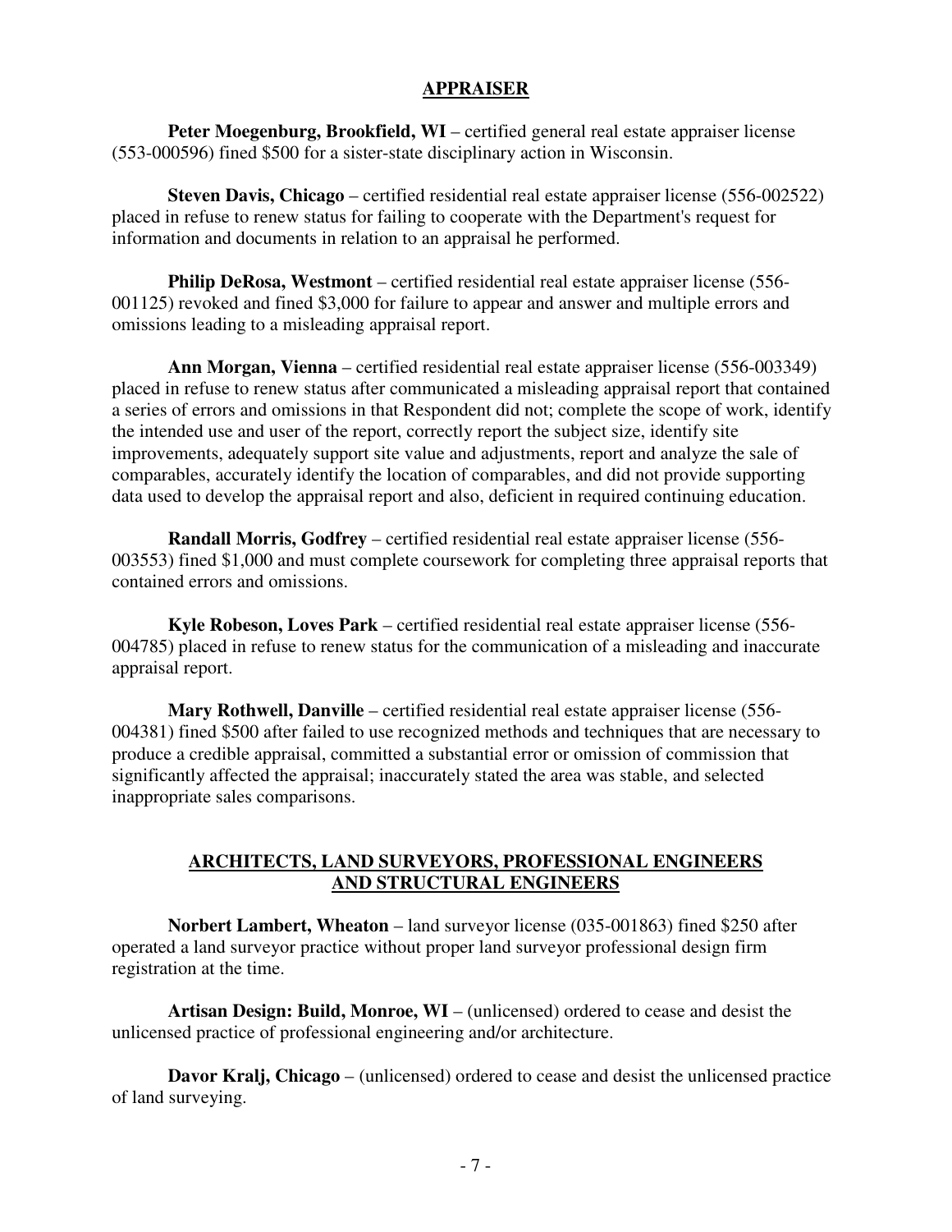## APPRAISER

**Peter Moegenburg, Brookfield, WI** – certified general real estate appraiser license (553-000596) fined $500 for a sister-state disciplinary action in Wisconsin.

**Steven Davis, Chicago** – certified residential real estate appraiser license (556-002522) placed in refuse to renew status for failing to cooperate with the Department's request for information and documents in relation to an appraisal he performed.

**Philip DeRosa, Westmont** – certified residential real estate appraiser license (556-001125) revoked and fined $3,000 for failure to appear and answer and multiple errors and omissions leading to a misleading appraisal report.

**Ann Morgan, Vienna** – certified residential real estate appraiser license (556-003349) placed in refuse to renew status after communicated a misleading appraisal report that contained a series of errors and omissions in that Respondent did not; complete the scope of work, identify the intended use and user of the report, correctly report the subject size, identify site improvements, adequately support site value and adjustments, report and analyze the sale of comparables, accurately identify the location of comparables, and did not provide supporting data used to develop the appraisal report and also, deficient in required continuing education.

**Randall Morris, Godfrey** – certified residential real estate appraiser license (556-003553) fined $1,000 and must complete coursework for completing three appraisal reports that contained errors and omissions.

**Kyle Robeson, Loves Park** – certified residential real estate appraiser license (556-004785) placed in refuse to renew status for the communication of a misleading and inaccurate appraisal report.

**Mary Rothwell, Danville** – certified residential real estate appraiser license (556-004381) fined $500 after failed to use recognized methods and techniques that are necessary to produce a credible appraisal, committed a substantial error or omission of commission that significantly affected the appraisal; inaccurately stated the area was stable, and selected inappropriate sales comparisons.

## ARCHITECTS, LAND SURVEYORS, PROFESSIONAL ENGINEERS AND STRUCTURAL ENGINEERS

**Norbert Lambert, Wheaton** – land surveyor license (035-001863) fined $250 after operated a land surveyor practice without proper land surveyor professional design firm registration at the time.

**Artisan Design: Build, Monroe, WI** – (unlicensed) ordered to cease and desist the unlicensed practice of professional engineering and/or architecture.

**Davor Kralj, Chicago** – (unlicensed) ordered to cease and desist the unlicensed practice of land surveying.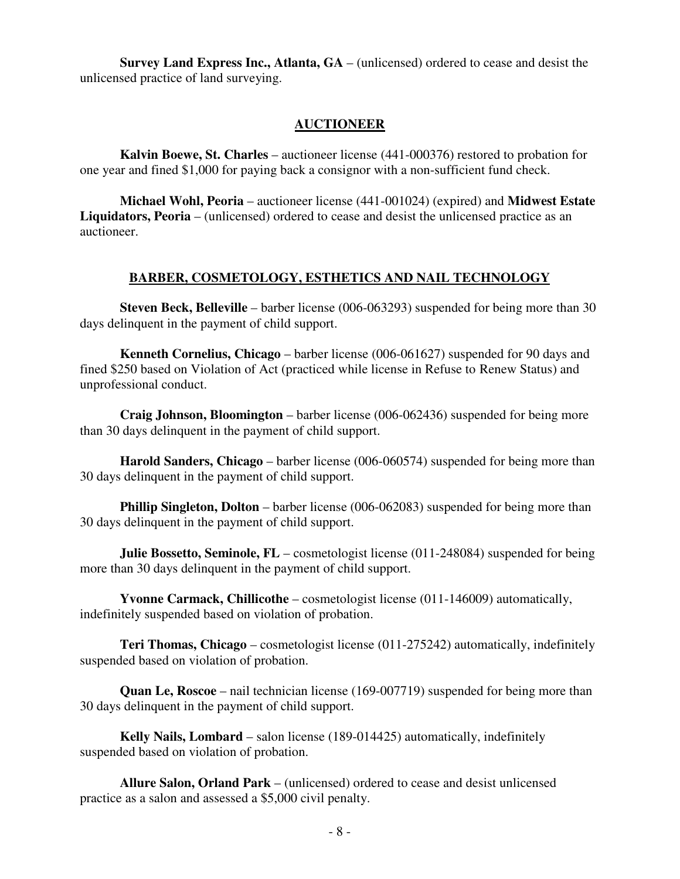**Survey Land Express Inc., Atlanta, GA** – (unlicensed) ordered to cease and desist the unlicensed practice of land surveying.

## AUCTIONEER

**Kalvin Boewe, St. Charles** – auctioneer license (441-000376) restored to probation for one year and fined $1,000 for paying back a consignor with a non-sufficient fund check.

**Michael Wohl, Peoria** – auctioneer license (441-001024) (expired) and **Midwest Estate Liquidators, Peoria** – (unlicensed) ordered to cease and desist the unlicensed practice as an auctioneer.

## BARBER, COSMETOLOGY, ESTHETICS AND NAIL TECHNOLOGY

**Steven Beck, Belleville** – barber license (006-063293) suspended for being more than 30 days delinquent in the payment of child support.

**Kenneth Cornelius, Chicago** – barber license (006-061627) suspended for 90 days and fined $250 based on Violation of Act (practiced while license in Refuse to Renew Status) and unprofessional conduct.

**Craig Johnson, Bloomington** – barber license (006-062436) suspended for being more than 30 days delinquent in the payment of child support.

**Harold Sanders, Chicago** – barber license (006-060574) suspended for being more than 30 days delinquent in the payment of child support.

**Phillip Singleton, Dolton** – barber license (006-062083) suspended for being more than 30 days delinquent in the payment of child support.

**Julie Bossetto, Seminole, FL** – cosmetologist license (011-248084) suspended for being more than 30 days delinquent in the payment of child support.

**Yvonne Carmack, Chillicothe** – cosmetologist license (011-146009) automatically, indefinitely suspended based on violation of probation.

**Teri Thomas, Chicago** – cosmetologist license (011-275242) automatically, indefinitely suspended based on violation of probation.

**Quan Le, Roscoe** – nail technician license (169-007719) suspended for being more than 30 days delinquent in the payment of child support.

**Kelly Nails, Lombard** – salon license (189-014425) automatically, indefinitely suspended based on violation of probation.

**Allure Salon, Orland Park** – (unlicensed) ordered to cease and desist unlicensed practice as a salon and assessed a $5,000 civil penalty.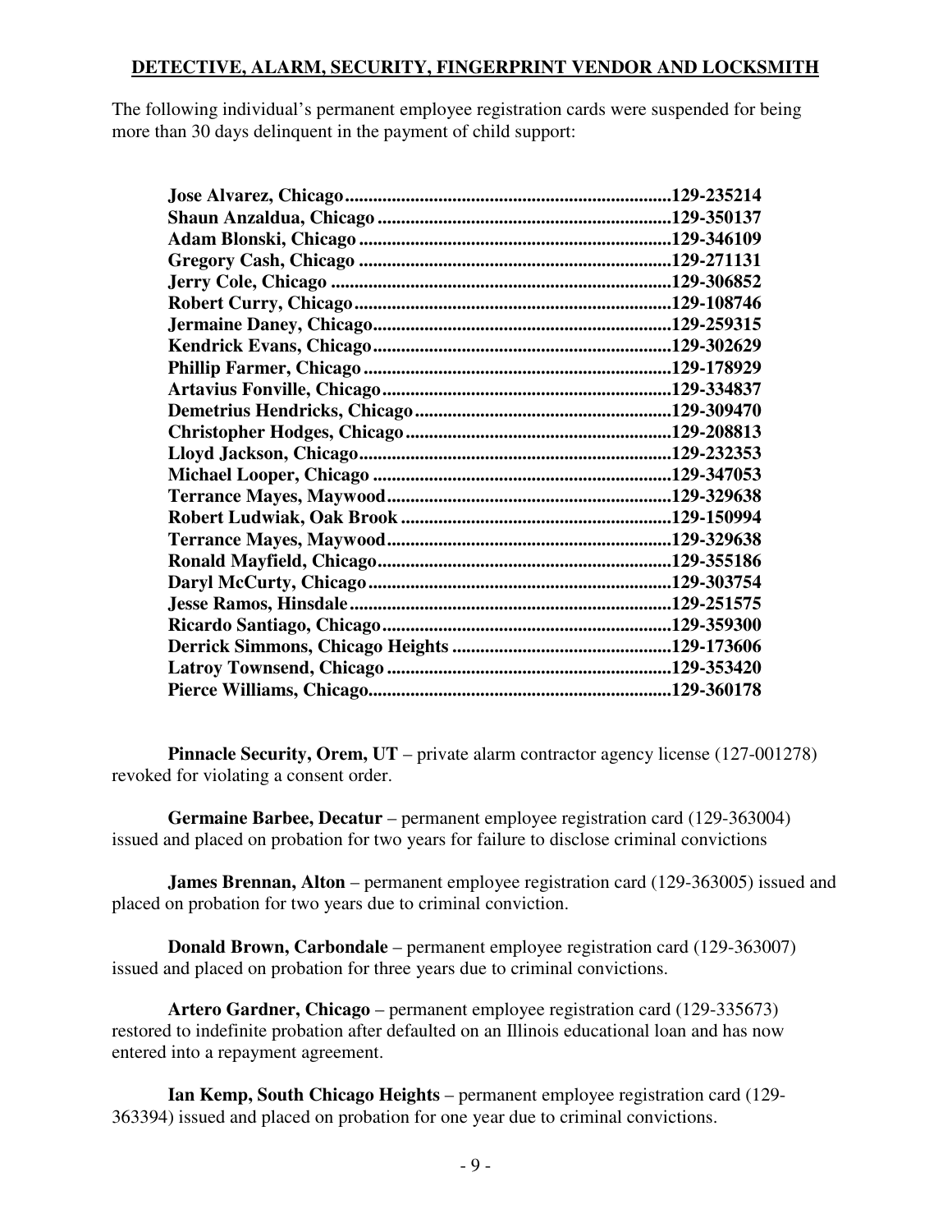**DETECTIVE, ALARM, SECURITY, FINGERPRINT VENDOR AND LOCKSMITH**

The following individual's permanent employee registration cards were suspended for being more than 30 days delinquent in the payment of child support:

| | |
|---|---|
| **Jose Alvarez, Chicago** | **129-235214** |
| **Shaun Anzaldua, Chicago** | **129-350137** |
| **Adam Blonski, Chicago** | **129-346109** |
| **Gregory Cash, Chicago** | **129-271131** |
| **Jerry Cole, Chicago** | **129-306852** |
| **Robert Curry, Chicago** | **129-108746** |
| **Jermaine Daney, Chicago** | **129-259315** |
| **Kendrick Evans, Chicago** | **129-302629** |
| **Phillip Farmer, Chicago** | **129-178929** |
| **Artavius Fonville, Chicago** | **129-334837** |
| **Demetrius Hendricks, Chicago** | **129-309470** |
| **Christopher Hodges, Chicago** | **129-208813** |
| **Lloyd Jackson, Chicago** | **129-232353** |
| **Michael Looper, Chicago** | **129-347053** |
| **Terrance Mayes, Maywood** | **129-329638** |
| **Robert Ludwiak, Oak Brook** | **129-150994** |
| **Terrance Mayes, Maywood** | **129-329638** |
| **Ronald Mayfield, Chicago** | **129-355186** |
| **Daryl McCurty, Chicago** | **129-303754** |
| **Jesse Ramos, Hinsdale** | **129-251575** |
| **Ricardo Santiago, Chicago** | **129-359300** |
| **Derrick Simmons, Chicago Heights** | **129-173606** |
| **Latroy Townsend, Chicago** | **129-353420** |
| **Pierce Williams, Chicago** | **129-360178** |

**Pinnacle Security, Orem, UT** – private alarm contractor agency license (127-001278) revoked for violating a consent order.

**Germaine Barbee, Decatur** – permanent employee registration card (129-363004) issued and placed on probation for two years for failure to disclose criminal convictions

**James Brennan, Alton** – permanent employee registration card (129-363005) issued and placed on probation for two years due to criminal conviction.

**Donald Brown, Carbondale** – permanent employee registration card (129-363007) issued and placed on probation for three years due to criminal convictions.

**Artero Gardner, Chicago** – permanent employee registration card (129-335673) restored to indefinite probation after defaulted on an Illinois educational loan and has now entered into a repayment agreement.

**Ian Kemp, South Chicago Heights** – permanent employee registration card (129-363394) issued and placed on probation for one year due to criminal convictions.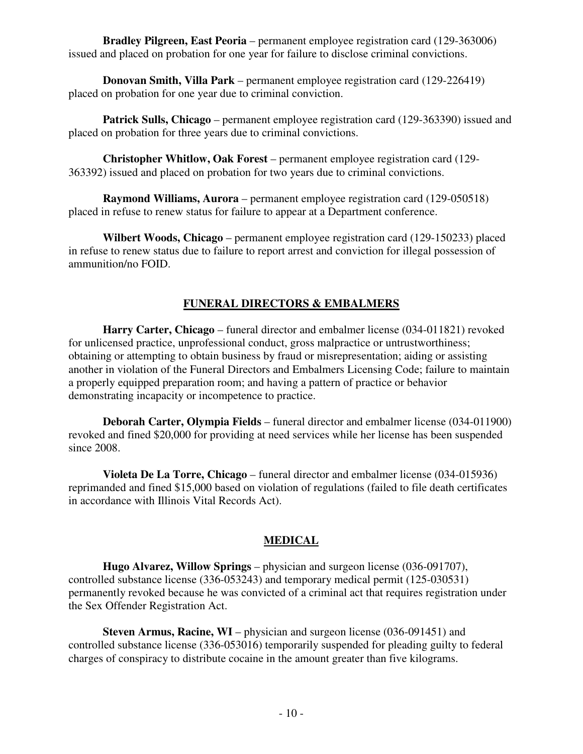**Bradley Pilgreen, East Peoria** – permanent employee registration card (129-363006) issued and placed on probation for one year for failure to disclose criminal convictions.

**Donovan Smith, Villa Park** – permanent employee registration card (129-226419) placed on probation for one year due to criminal conviction.

**Patrick Sulls, Chicago** – permanent employee registration card (129-363390) issued and placed on probation for three years due to criminal convictions.

**Christopher Whitlow, Oak Forest** – permanent employee registration card (129-363392) issued and placed on probation for two years due to criminal convictions.

**Raymond Williams, Aurora** – permanent employee registration card (129-050518) placed in refuse to renew status for failure to appear at a Department conference.

**Wilbert Woods, Chicago** – permanent employee registration card (129-150233) placed in refuse to renew status due to failure to report arrest and conviction for illegal possession of ammunition/no FOID.

## FUNERAL DIRECTORS & EMBALMERS

**Harry Carter, Chicago** – funeral director and embalmer license (034-011821) revoked for unlicensed practice, unprofessional conduct, gross malpractice or untrustworthiness; obtaining or attempting to obtain business by fraud or misrepresentation; aiding or assisting another in violation of the Funeral Directors and Embalmers Licensing Code; failure to maintain a properly equipped preparation room; and having a pattern of practice or behavior demonstrating incapacity or incompetence to practice.

**Deborah Carter, Olympia Fields** – funeral director and embalmer license (034-011900) revoked and fined $20,000 for providing at need services while her license has been suspended since 2008.

**Violeta De La Torre, Chicago** – funeral director and embalmer license (034-015936) reprimanded and fined $15,000 based on violation of regulations (failed to file death certificates in accordance with Illinois Vital Records Act).

## MEDICAL

**Hugo Alvarez, Willow Springs** – physician and surgeon license (036-091707), controlled substance license (336-053243) and temporary medical permit (125-030531) permanently revoked because he was convicted of a criminal act that requires registration under the Sex Offender Registration Act.

**Steven Armus, Racine, WI** – physician and surgeon license (036-091451) and controlled substance license (336-053016) temporarily suspended for pleading guilty to federal charges of conspiracy to distribute cocaine in the amount greater than five kilograms.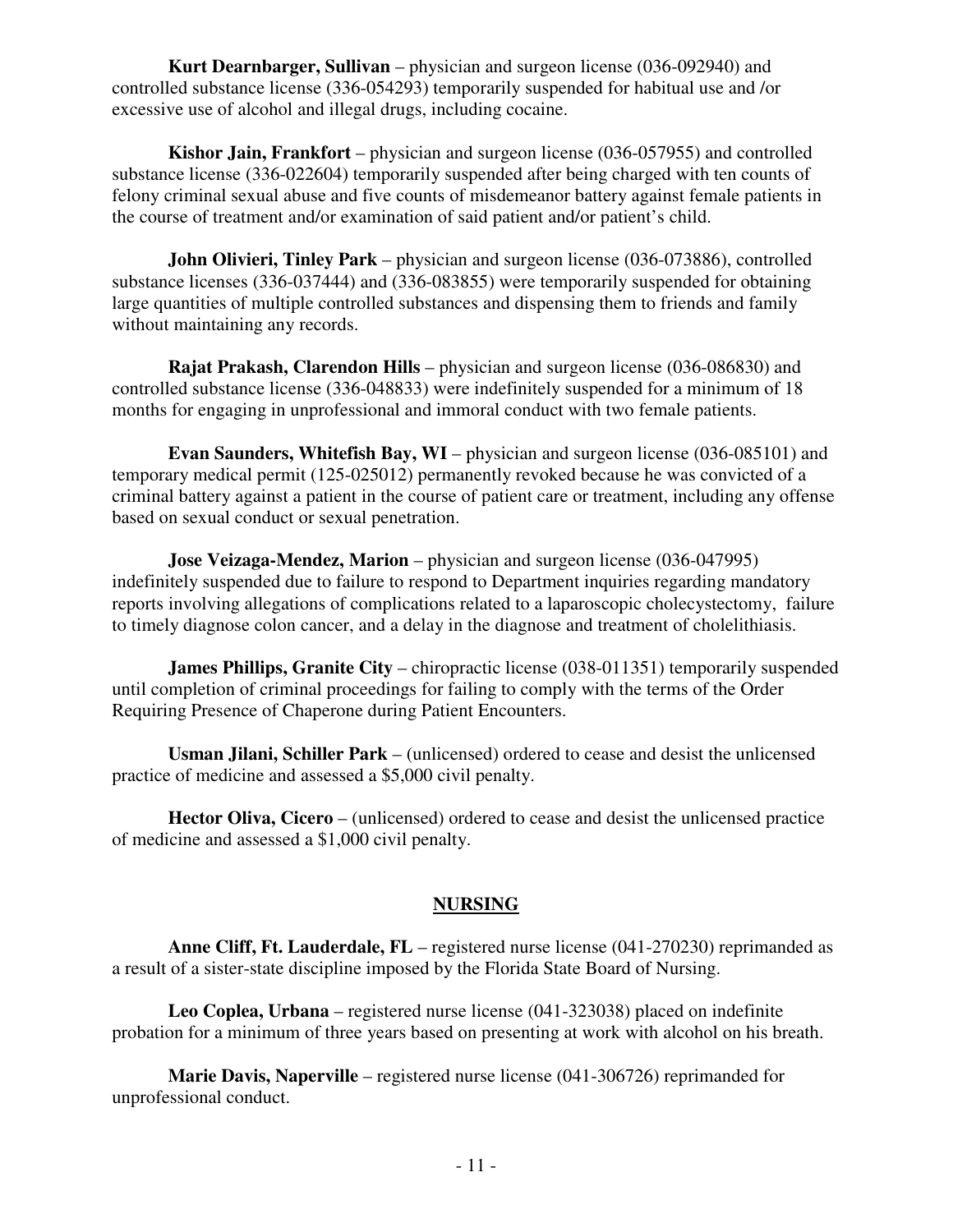**Kurt Dearnbarger, Sullivan** – physician and surgeon license (036-092940) and controlled substance license (336-054293) temporarily suspended for habitual use and /or excessive use of alcohol and illegal drugs, including cocaine.

**Kishor Jain, Frankfort** – physician and surgeon license (036-057955) and controlled substance license (336-022604) temporarily suspended after being charged with ten counts of felony criminal sexual abuse and five counts of misdemeanor battery against female patients in the course of treatment and/or examination of said patient and/or patient's child.

**John Olivieri, Tinley Park** – physician and surgeon license (036-073886), controlled substance licenses (336-037444) and (336-083855) were temporarily suspended for obtaining large quantities of multiple controlled substances and dispensing them to friends and family without maintaining any records.

**Rajat Prakash, Clarendon Hills** – physician and surgeon license (036-086830) and controlled substance license (336-048833) were indefinitely suspended for a minimum of 18 months for engaging in unprofessional and immoral conduct with two female patients.

**Evan Saunders, Whitefish Bay, WI** – physician and surgeon license (036-085101) and temporary medical permit (125-025012) permanently revoked because he was convicted of a criminal battery against a patient in the course of patient care or treatment, including any offense based on sexual conduct or sexual penetration.

**Jose Veizaga-Mendez, Marion** – physician and surgeon license (036-047995) indefinitely suspended due to failure to respond to Department inquiries regarding mandatory reports involving allegations of complications related to a laparoscopic cholecystectomy, failure to timely diagnose colon cancer, and a delay in the diagnose and treatment of cholelithiasis.

**James Phillips, Granite City** – chiropractic license (038-011351) temporarily suspended until completion of criminal proceedings for failing to comply with the terms of the Order Requiring Presence of Chaperone during Patient Encounters.

**Usman Jilani, Schiller Park** – (unlicensed) ordered to cease and desist the unlicensed practice of medicine and assessed a $5,000 civil penalty.

**Hector Oliva, Cicero** – (unlicensed) ordered to cease and desist the unlicensed practice of medicine and assessed a $1,000 civil penalty.

## NURSING

**Anne Cliff, Ft. Lauderdale, FL** – registered nurse license (041-270230) reprimanded as a result of a sister-state discipline imposed by the Florida State Board of Nursing.

**Leo Coplea, Urbana** – registered nurse license (041-323038) placed on indefinite probation for a minimum of three years based on presenting at work with alcohol on his breath.

**Marie Davis, Naperville** – registered nurse license (041-306726) reprimanded for unprofessional conduct.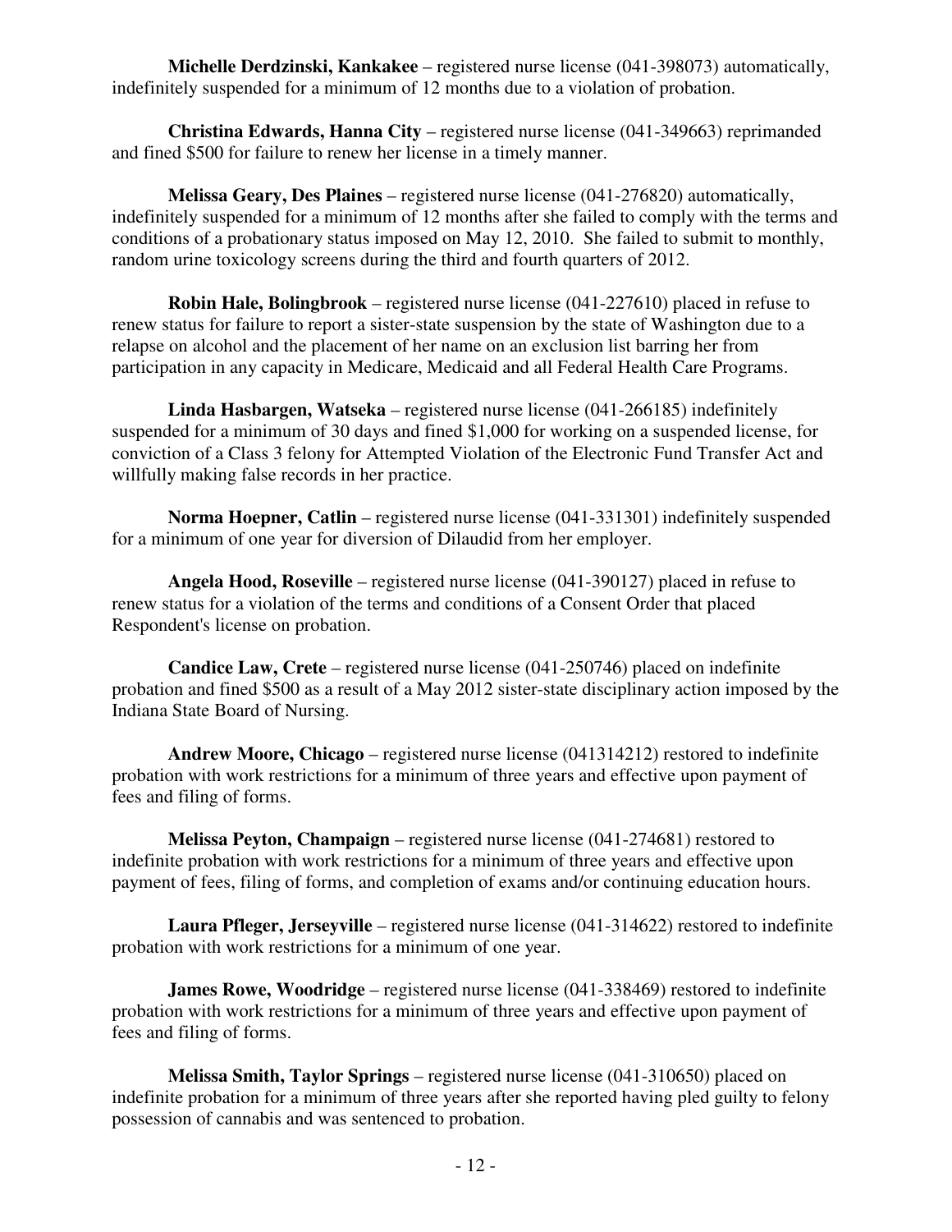**Michelle Derdzinski, Kankakee** – registered nurse license (041-398073) automatically, indefinitely suspended for a minimum of 12 months due to a violation of probation.

**Christina Edwards, Hanna City** – registered nurse license (041-349663) reprimanded and fined $500 for failure to renew her license in a timely manner.

**Melissa Geary, Des Plaines** – registered nurse license (041-276820) automatically, indefinitely suspended for a minimum of 12 months after she failed to comply with the terms and conditions of a probationary status imposed on May 12, 2010. She failed to submit to monthly, random urine toxicology screens during the third and fourth quarters of 2012.

**Robin Hale, Bolingbrook** – registered nurse license (041-227610) placed in refuse to renew status for failure to report a sister-state suspension by the state of Washington due to a relapse on alcohol and the placement of her name on an exclusion list barring her from participation in any capacity in Medicare, Medicaid and all Federal Health Care Programs.

**Linda Hasbargen, Watseka** – registered nurse license (041-266185) indefinitely suspended for a minimum of 30 days and fined $1,000 for working on a suspended license, for conviction of a Class 3 felony for Attempted Violation of the Electronic Fund Transfer Act and willfully making false records in her practice.

**Norma Hoepner, Catlin** – registered nurse license (041-331301) indefinitely suspended for a minimum of one year for diversion of Dilaudid from her employer.

**Angela Hood, Roseville** – registered nurse license (041-390127) placed in refuse to renew status for a violation of the terms and conditions of a Consent Order that placed Respondent's license on probation.

**Candice Law, Crete** – registered nurse license (041-250746) placed on indefinite probation and fined $500 as a result of a May 2012 sister-state disciplinary action imposed by the Indiana State Board of Nursing.

**Andrew Moore, Chicago** – registered nurse license (041314212) restored to indefinite probation with work restrictions for a minimum of three years and effective upon payment of fees and filing of forms.

**Melissa Peyton, Champaign** – registered nurse license (041-274681) restored to indefinite probation with work restrictions for a minimum of three years and effective upon payment of fees, filing of forms, and completion of exams and/or continuing education hours.

**Laura Pfleger, Jerseyville** – registered nurse license (041-314622) restored to indefinite probation with work restrictions for a minimum of one year.

**James Rowe, Woodridge** – registered nurse license (041-338469) restored to indefinite probation with work restrictions for a minimum of three years and effective upon payment of fees and filing of forms.

**Melissa Smith, Taylor Springs** – registered nurse license (041-310650) placed on indefinite probation for a minimum of three years after she reported having pled guilty to felony possession of cannabis and was sentenced to probation.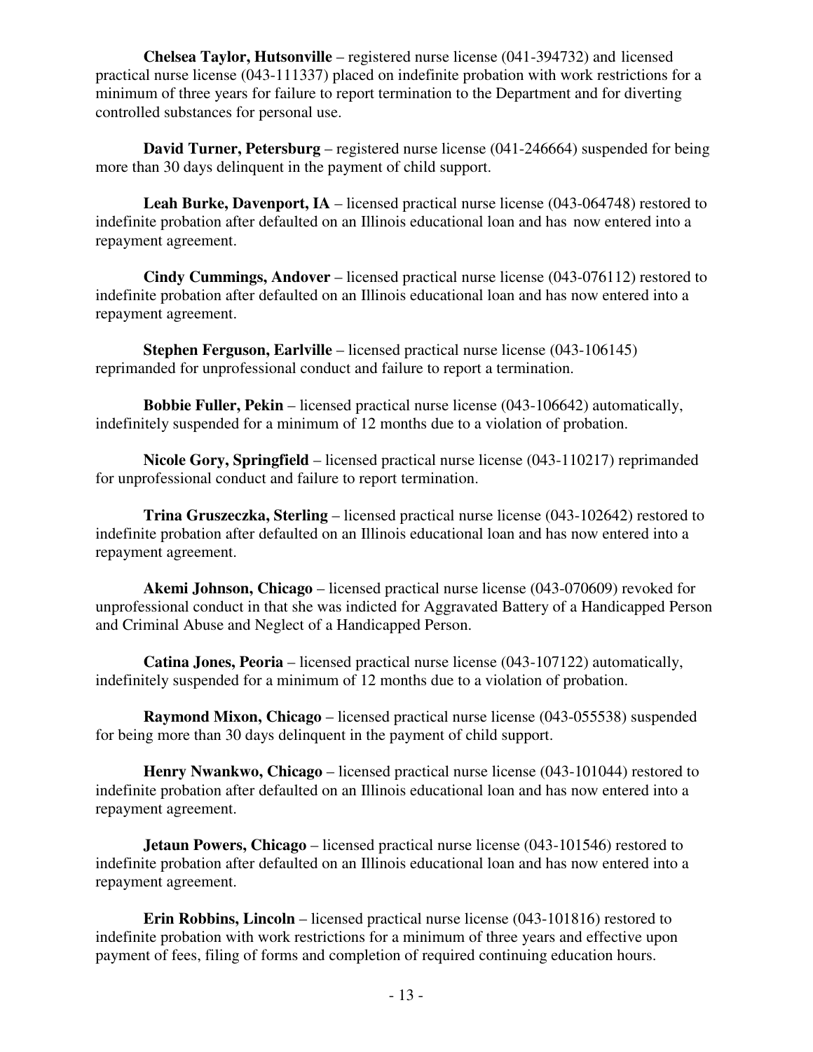**Chelsea Taylor, Hutsonville** – registered nurse license (041-394732) and licensed practical nurse license (043-111337) placed on indefinite probation with work restrictions for a minimum of three years for failure to report termination to the Department and for diverting controlled substances for personal use.

**David Turner, Petersburg** – registered nurse license (041-246664) suspended for being more than 30 days delinquent in the payment of child support.

**Leah Burke, Davenport, IA** – licensed practical nurse license (043-064748) restored to indefinite probation after defaulted on an Illinois educational loan and has now entered into a repayment agreement.

**Cindy Cummings, Andover** – licensed practical nurse license (043-076112) restored to indefinite probation after defaulted on an Illinois educational loan and has now entered into a repayment agreement.

**Stephen Ferguson, Earlville** – licensed practical nurse license (043-106145) reprimanded for unprofessional conduct and failure to report a termination.

**Bobbie Fuller, Pekin** – licensed practical nurse license (043-106642) automatically, indefinitely suspended for a minimum of 12 months due to a violation of probation.

**Nicole Gory, Springfield** – licensed practical nurse license (043-110217) reprimanded for unprofessional conduct and failure to report termination.

**Trina Gruszeczka, Sterling** – licensed practical nurse license (043-102642) restored to indefinite probation after defaulted on an Illinois educational loan and has now entered into a repayment agreement.

**Akemi Johnson, Chicago** – licensed practical nurse license (043-070609) revoked for unprofessional conduct in that she was indicted for Aggravated Battery of a Handicapped Person and Criminal Abuse and Neglect of a Handicapped Person.

**Catina Jones, Peoria** – licensed practical nurse license (043-107122) automatically, indefinitely suspended for a minimum of 12 months due to a violation of probation.

**Raymond Mixon, Chicago** – licensed practical nurse license (043-055538) suspended for being more than 30 days delinquent in the payment of child support.

**Henry Nwankwo, Chicago** – licensed practical nurse license (043-101044) restored to indefinite probation after defaulted on an Illinois educational loan and has now entered into a repayment agreement.

**Jetaun Powers, Chicago** – licensed practical nurse license (043-101546) restored to indefinite probation after defaulted on an Illinois educational loan and has now entered into a repayment agreement.

**Erin Robbins, Lincoln** – licensed practical nurse license (043-101816) restored to indefinite probation with work restrictions for a minimum of three years and effective upon payment of fees, filing of forms and completion of required continuing education hours.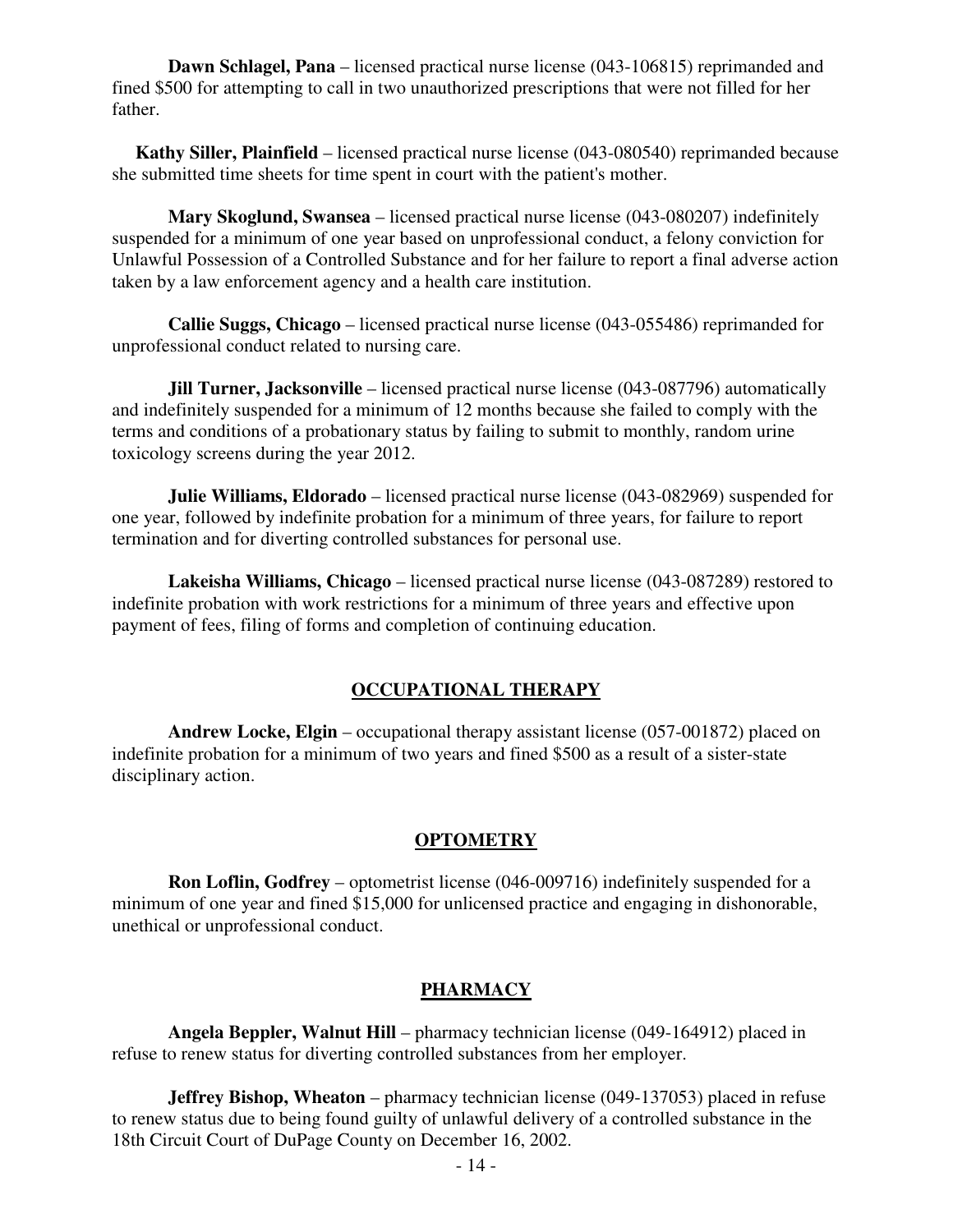**Dawn Schlagel, Pana** – licensed practical nurse license (043-106815) reprimanded and fined $500 for attempting to call in two unauthorized prescriptions that were not filled for her father.

**Kathy Siller, Plainfield** – licensed practical nurse license (043-080540) reprimanded because she submitted time sheets for time spent in court with the patient's mother.

**Mary Skoglund, Swansea** – licensed practical nurse license (043-080207) indefinitely suspended for a minimum of one year based on unprofessional conduct, a felony conviction for Unlawful Possession of a Controlled Substance and for her failure to report a final adverse action taken by a law enforcement agency and a health care institution.

**Callie Suggs, Chicago** – licensed practical nurse license (043-055486) reprimanded for unprofessional conduct related to nursing care.

**Jill Turner, Jacksonville** – licensed practical nurse license (043-087796) automatically and indefinitely suspended for a minimum of 12 months because she failed to comply with the terms and conditions of a probationary status by failing to submit to monthly, random urine toxicology screens during the year 2012.

**Julie Williams, Eldorado** – licensed practical nurse license (043-082969) suspended for one year, followed by indefinite probation for a minimum of three years, for failure to report termination and for diverting controlled substances for personal use.

**Lakeisha Williams, Chicago** – licensed practical nurse license (043-087289) restored to indefinite probation with work restrictions for a minimum of three years and effective upon payment of fees, filing of forms and completion of continuing education.

## OCCUPATIONAL THERAPY

**Andrew Locke, Elgin** – occupational therapy assistant license (057-001872) placed on indefinite probation for a minimum of two years and fined $500 as a result of a sister-state disciplinary action.

## OPTOMETRY

**Ron Loflin, Godfrey** – optometrist license (046-009716) indefinitely suspended for a minimum of one year and fined $15,000 for unlicensed practice and engaging in dishonorable, unethical or unprofessional conduct.

## PHARMACY

**Angela Beppler, Walnut Hill** – pharmacy technician license (049-164912) placed in refuse to renew status for diverting controlled substances from her employer.

**Jeffrey Bishop, Wheaton** – pharmacy technician license (049-137053) placed in refuse to renew status due to being found guilty of unlawful delivery of a controlled substance in the 18th Circuit Court of DuPage County on December 16, 2002.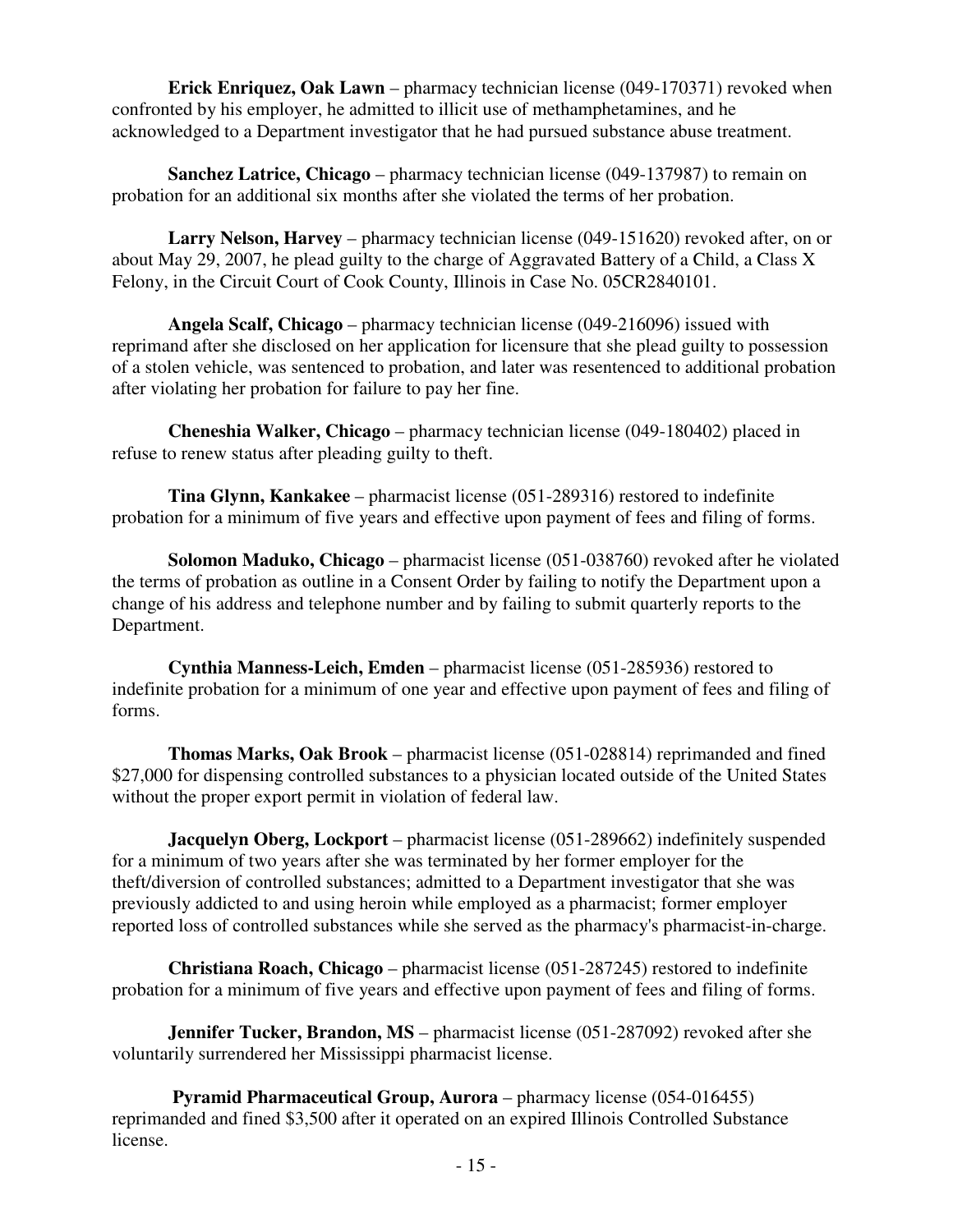**Erick Enriquez, Oak Lawn** – pharmacy technician license (049-170371) revoked when confronted by his employer, he admitted to illicit use of methamphetamines, and he acknowledged to a Department investigator that he had pursued substance abuse treatment.

**Sanchez Latrice, Chicago** – pharmacy technician license (049-137987) to remain on probation for an additional six months after she violated the terms of her probation.

**Larry Nelson, Harvey** – pharmacy technician license (049-151620) revoked after, on or about May 29, 2007, he plead guilty to the charge of Aggravated Battery of a Child, a Class X Felony, in the Circuit Court of Cook County, Illinois in Case No. 05CR2840101.

**Angela Scalf, Chicago** – pharmacy technician license (049-216096) issued with reprimand after she disclosed on her application for licensure that she plead guilty to possession of a stolen vehicle, was sentenced to probation, and later was resentenced to additional probation after violating her probation for failure to pay her fine.

**Cheneshia Walker, Chicago** – pharmacy technician license (049-180402) placed in refuse to renew status after pleading guilty to theft.

**Tina Glynn, Kankakee** – pharmacist license (051-289316) restored to indefinite probation for a minimum of five years and effective upon payment of fees and filing of forms.

**Solomon Maduko, Chicago** – pharmacist license (051-038760) revoked after he violated the terms of probation as outline in a Consent Order by failing to notify the Department upon a change of his address and telephone number and by failing to submit quarterly reports to the Department.

**Cynthia Manness-Leich, Emden** – pharmacist license (051-285936) restored to indefinite probation for a minimum of one year and effective upon payment of fees and filing of forms.

**Thomas Marks, Oak Brook** – pharmacist license (051-028814) reprimanded and fined $27,000 for dispensing controlled substances to a physician located outside of the United States without the proper export permit in violation of federal law.

**Jacquelyn Oberg, Lockport** – pharmacist license (051-289662) indefinitely suspended for a minimum of two years after she was terminated by her former employer for the theft/diversion of controlled substances; admitted to a Department investigator that she was previously addicted to and using heroin while employed as a pharmacist; former employer reported loss of controlled substances while she served as the pharmacy's pharmacist-in-charge.

**Christiana Roach, Chicago** – pharmacist license (051-287245) restored to indefinite probation for a minimum of five years and effective upon payment of fees and filing of forms.

**Jennifer Tucker, Brandon, MS** – pharmacist license (051-287092) revoked after she voluntarily surrendered her Mississippi pharmacist license.

**Pyramid Pharmaceutical Group, Aurora** – pharmacy license (054-016455) reprimanded and fined $3,500 after it operated on an expired Illinois Controlled Substance license.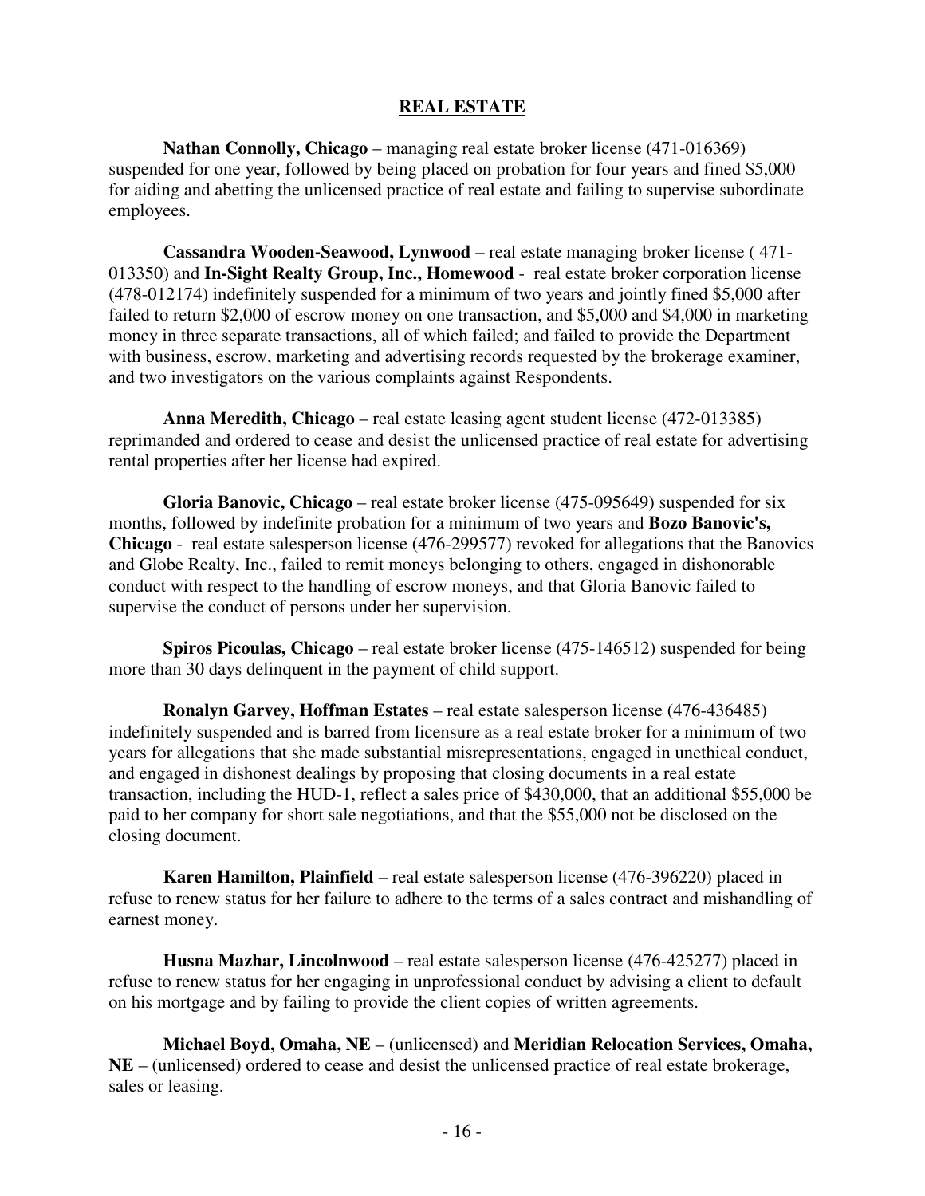## REAL ESTATE

**Nathan Connolly, Chicago** – managing real estate broker license (471-016369) suspended for one year, followed by being placed on probation for four years and fined $5,000 for aiding and abetting the unlicensed practice of real estate and failing to supervise subordinate employees.

**Cassandra Wooden-Seawood, Lynwood** – real estate managing broker license ( 471-013350) and **In-Sight Realty Group, Inc., Homewood** - real estate broker corporation license (478-012174) indefinitely suspended for a minimum of two years and jointly fined $5,000 after failed to return $2,000 of escrow money on one transaction, and $5,000 and $4,000 in marketing money in three separate transactions, all of which failed; and failed to provide the Department with business, escrow, marketing and advertising records requested by the brokerage examiner, and two investigators on the various complaints against Respondents.

**Anna Meredith, Chicago** – real estate leasing agent student license (472-013385) reprimanded and ordered to cease and desist the unlicensed practice of real estate for advertising rental properties after her license had expired.

**Gloria Banovic, Chicago** – real estate broker license (475-095649) suspended for six months, followed by indefinite probation for a minimum of two years and **Bozo Banovic's, Chicago** - real estate salesperson license (476-299577) revoked for allegations that the Banovics and Globe Realty, Inc., failed to remit moneys belonging to others, engaged in dishonorable conduct with respect to the handling of escrow moneys, and that Gloria Banovic failed to supervise the conduct of persons under her supervision.

**Spiros Picoulas, Chicago** – real estate broker license (475-146512) suspended for being more than 30 days delinquent in the payment of child support.

**Ronalyn Garvey, Hoffman Estates** – real estate salesperson license (476-436485) indefinitely suspended and is barred from licensure as a real estate broker for a minimum of two years for allegations that she made substantial misrepresentations, engaged in unethical conduct, and engaged in dishonest dealings by proposing that closing documents in a real estate transaction, including the HUD-1, reflect a sales price of $430,000, that an additional $55,000 be paid to her company for short sale negotiations, and that the $55,000 not be disclosed on the closing document.

**Karen Hamilton, Plainfield** – real estate salesperson license (476-396220) placed in refuse to renew status for her failure to adhere to the terms of a sales contract and mishandling of earnest money.

**Husna Mazhar, Lincolnwood** – real estate salesperson license (476-425277) placed in refuse to renew status for her engaging in unprofessional conduct by advising a client to default on his mortgage and by failing to provide the client copies of written agreements.

**Michael Boyd, Omaha, NE** – (unlicensed) and **Meridian Relocation Services, Omaha, NE** – (unlicensed) ordered to cease and desist the unlicensed practice of real estate brokerage, sales or leasing.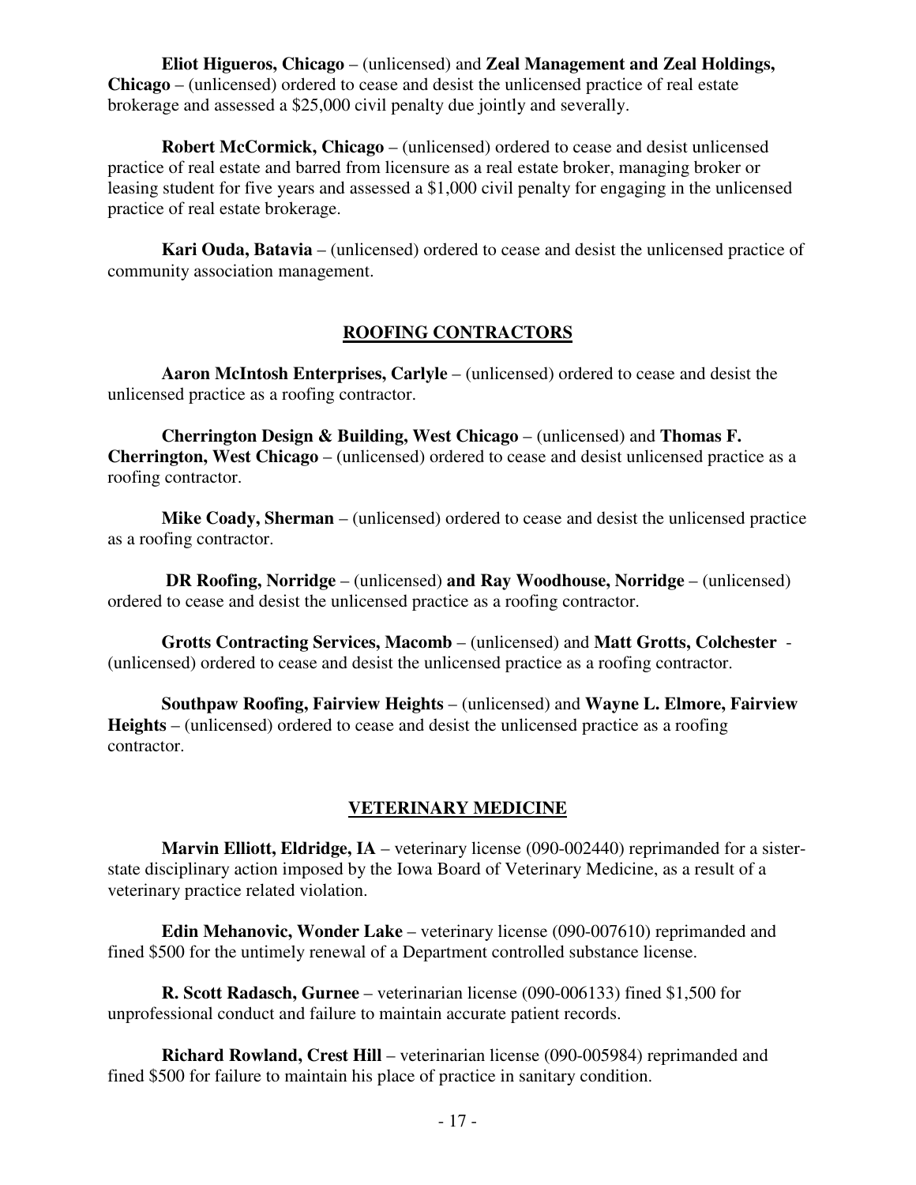**Eliot Higueros, Chicago** – (unlicensed) and **Zeal Management and Zeal Holdings, Chicago** – (unlicensed) ordered to cease and desist the unlicensed practice of real estate brokerage and assessed a $25,000 civil penalty due jointly and severally.

**Robert McCormick, Chicago** – (unlicensed) ordered to cease and desist unlicensed practice of real estate and barred from licensure as a real estate broker, managing broker or leasing student for five years and assessed a $1,000 civil penalty for engaging in the unlicensed practice of real estate brokerage.

**Kari Ouda, Batavia** – (unlicensed) ordered to cease and desist the unlicensed practice of community association management.

## ROOFING CONTRACTORS

**Aaron McIntosh Enterprises, Carlyle** – (unlicensed) ordered to cease and desist the unlicensed practice as a roofing contractor.

**Cherrington Design & Building, West Chicago** – (unlicensed) and **Thomas F. Cherrington, West Chicago** – (unlicensed) ordered to cease and desist unlicensed practice as a roofing contractor.

**Mike Coady, Sherman** – (unlicensed) ordered to cease and desist the unlicensed practice as a roofing contractor.

**DR Roofing, Norridge** – (unlicensed) **and Ray Woodhouse, Norridge** – (unlicensed) ordered to cease and desist the unlicensed practice as a roofing contractor.

**Grotts Contracting Services, Macomb** – (unlicensed) and **Matt Grotts, Colchester** - (unlicensed) ordered to cease and desist the unlicensed practice as a roofing contractor.

**Southpaw Roofing, Fairview Heights** – (unlicensed) and **Wayne L. Elmore, Fairview Heights** – (unlicensed) ordered to cease and desist the unlicensed practice as a roofing contractor.

## VETERINARY MEDICINE

**Marvin Elliott, Eldridge, IA** – veterinary license (090-002440) reprimanded for a sister-state disciplinary action imposed by the Iowa Board of Veterinary Medicine, as a result of a veterinary practice related violation.

**Edin Mehanovic, Wonder Lake** – veterinary license (090-007610) reprimanded and fined $500 for the untimely renewal of a Department controlled substance license.

**R. Scott Radasch, Gurnee** – veterinarian license (090-006133) fined $1,500 for unprofessional conduct and failure to maintain accurate patient records.

**Richard Rowland, Crest Hill** – veterinarian license (090-005984) reprimanded and fined $500 for failure to maintain his place of practice in sanitary condition.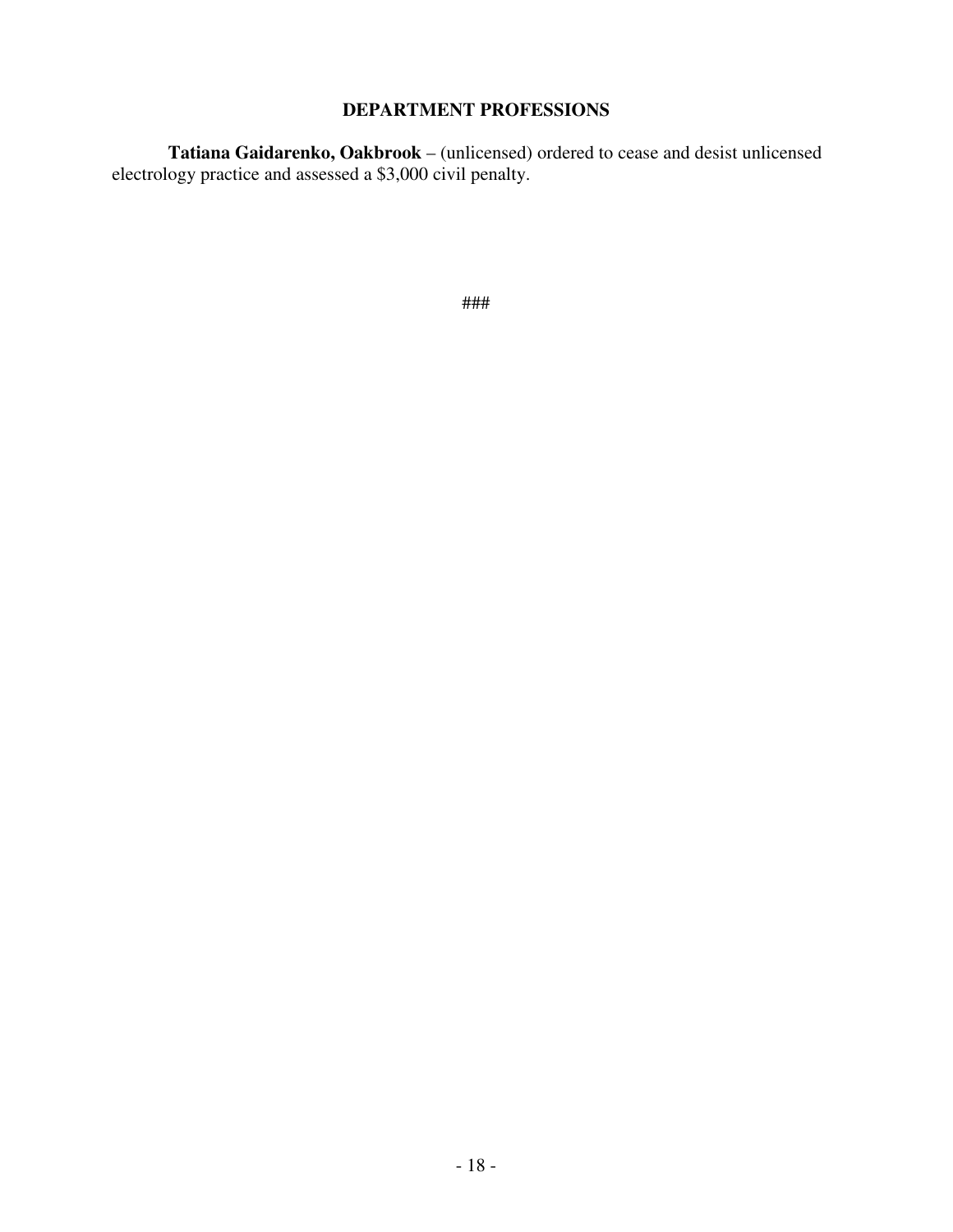## DEPARTMENT PROFESSIONS

**Tatiana Gaidarenko, Oakbrook** – (unlicensed) ordered to cease and desist unlicensed electrology practice and assessed a $3,000 civil penalty.

###